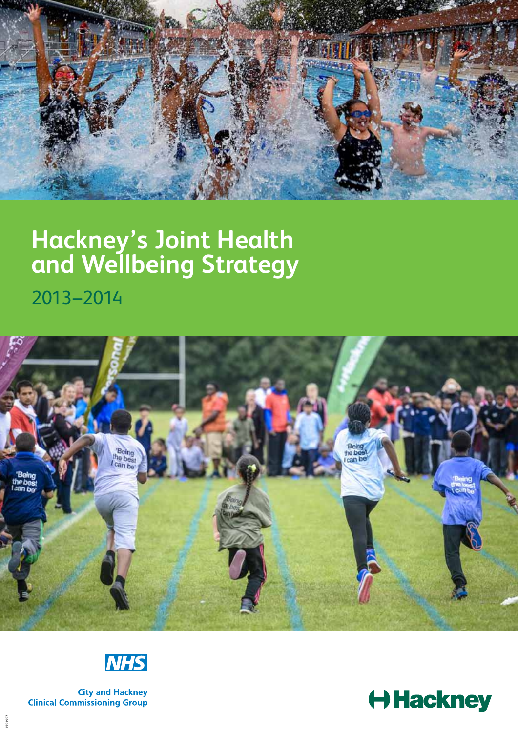# Hackney's Joint Health and Wellbeing Strategy

2013–2014

NHS

City and Hackney
Clinical Commissioning Group

Hackney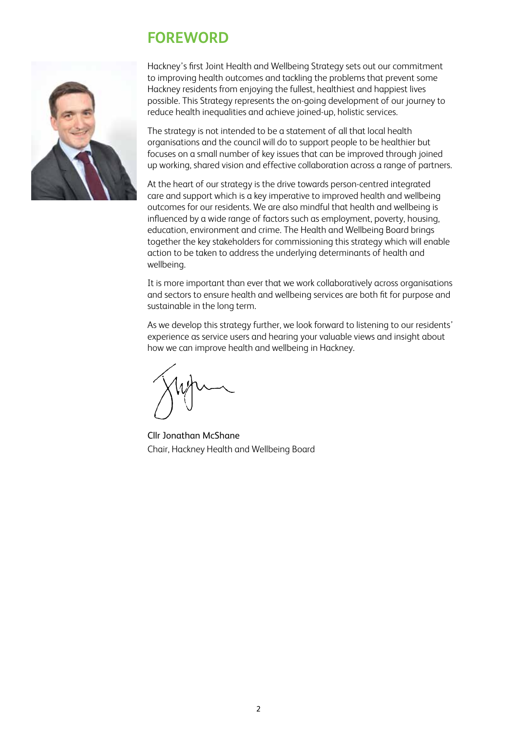# FOREWORD

Hackney's first Joint Health and Wellbeing Strategy sets out our commitment to improving health outcomes and tackling the problems that prevent some Hackney residents from enjoying the fullest, healthiest and happiest lives possible. This Strategy represents the on-going development of our journey to reduce health inequalities and achieve joined-up, holistic services.

The strategy is not intended to be a statement of all that local health organisations and the council will do to support people to be healthier but focuses on a small number of key issues that can be improved through joined up working, shared vision and effective collaboration across a range of partners.

At the heart of our strategy is the drive towards person-centred integrated care and support which is a key imperative to improved health and wellbeing outcomes for our residents. We are also mindful that health and wellbeing is influenced by a wide range of factors such as employment, poverty, housing, education, environment and crime. The Health and Wellbeing Board brings together the key stakeholders for commissioning this strategy which will enable action to be taken to address the underlying determinants of health and wellbeing.

It is more important than ever that we work collaboratively across organisations and sectors to ensure health and wellbeing services are both fit for purpose and sustainable in the long term.

As we develop this strategy further, we look forward to listening to our residents' experience as service users and hearing your valuable views and insight about how we can improve health and wellbeing in Hackney.

Cllr Jonathan McShane
Chair, Hackney Health and Wellbeing Board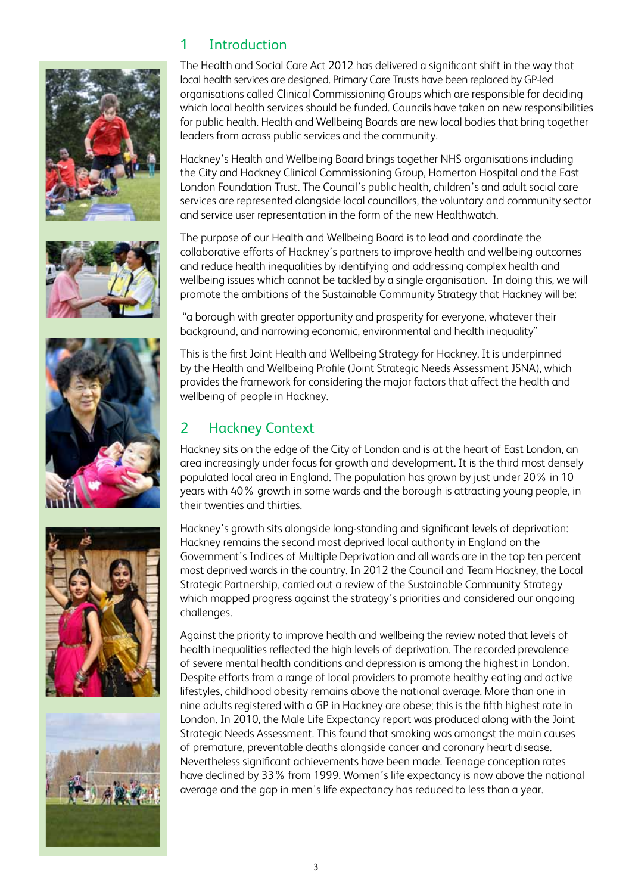## 1 Introduction

The Health and Social Care Act 2012 has delivered a significant shift in the way that local health services are designed. Primary Care Trusts have been replaced by GP-led organisations called Clinical Commissioning Groups which are responsible for deciding which local health services should be funded. Councils have taken on new responsibilities for public health. Health and Wellbeing Boards are new local bodies that bring together leaders from across public services and the community.

Hackney's Health and Wellbeing Board brings together NHS organisations including the City and Hackney Clinical Commissioning Group, Homerton Hospital and the East London Foundation Trust. The Council's public health, children's and adult social care services are represented alongside local councillors, the voluntary and community sector and service user representation in the form of the new Healthwatch.

The purpose of our Health and Wellbeing Board is to lead and coordinate the collaborative efforts of Hackney's partners to improve health and wellbeing outcomes and reduce health inequalities by identifying and addressing complex health and wellbeing issues which cannot be tackled by a single organisation. In doing this, we will promote the ambitions of the Sustainable Community Strategy that Hackney will be:

"a borough with greater opportunity and prosperity for everyone, whatever their background, and narrowing economic, environmental and health inequality"

This is the first Joint Health and Wellbeing Strategy for Hackney. It is underpinned by the Health and Wellbeing Profile (Joint Strategic Needs Assessment JSNA), which provides the framework for considering the major factors that affect the health and wellbeing of people in Hackney.

## 2 Hackney Context

Hackney sits on the edge of the City of London and is at the heart of East London, an area increasingly under focus for growth and development. It is the third most densely populated local area in England. The population has grown by just under 20% in 10 years with 40% growth in some wards and the borough is attracting young people, in their twenties and thirties.

Hackney's growth sits alongside long-standing and significant levels of deprivation: Hackney remains the second most deprived local authority in England on the Government's Indices of Multiple Deprivation and all wards are in the top ten percent most deprived wards in the country. In 2012 the Council and Team Hackney, the Local Strategic Partnership, carried out a review of the Sustainable Community Strategy which mapped progress against the strategy's priorities and considered our ongoing challenges.

Against the priority to improve health and wellbeing the review noted that levels of health inequalities reflected the high levels of deprivation. The recorded prevalence of severe mental health conditions and depression is among the highest in London. Despite efforts from a range of local providers to promote healthy eating and active lifestyles, childhood obesity remains above the national average. More than one in nine adults registered with a GP in Hackney are obese; this is the fifth highest rate in London. In 2010, the Male Life Expectancy report was produced along with the Joint Strategic Needs Assessment. This found that smoking was amongst the main causes of premature, preventable deaths alongside cancer and coronary heart disease. Nevertheless significant achievements have been made. Teenage conception rates have declined by 33% from 1999. Women's life expectancy is now above the national average and the gap in men's life expectancy has reduced to less than a year.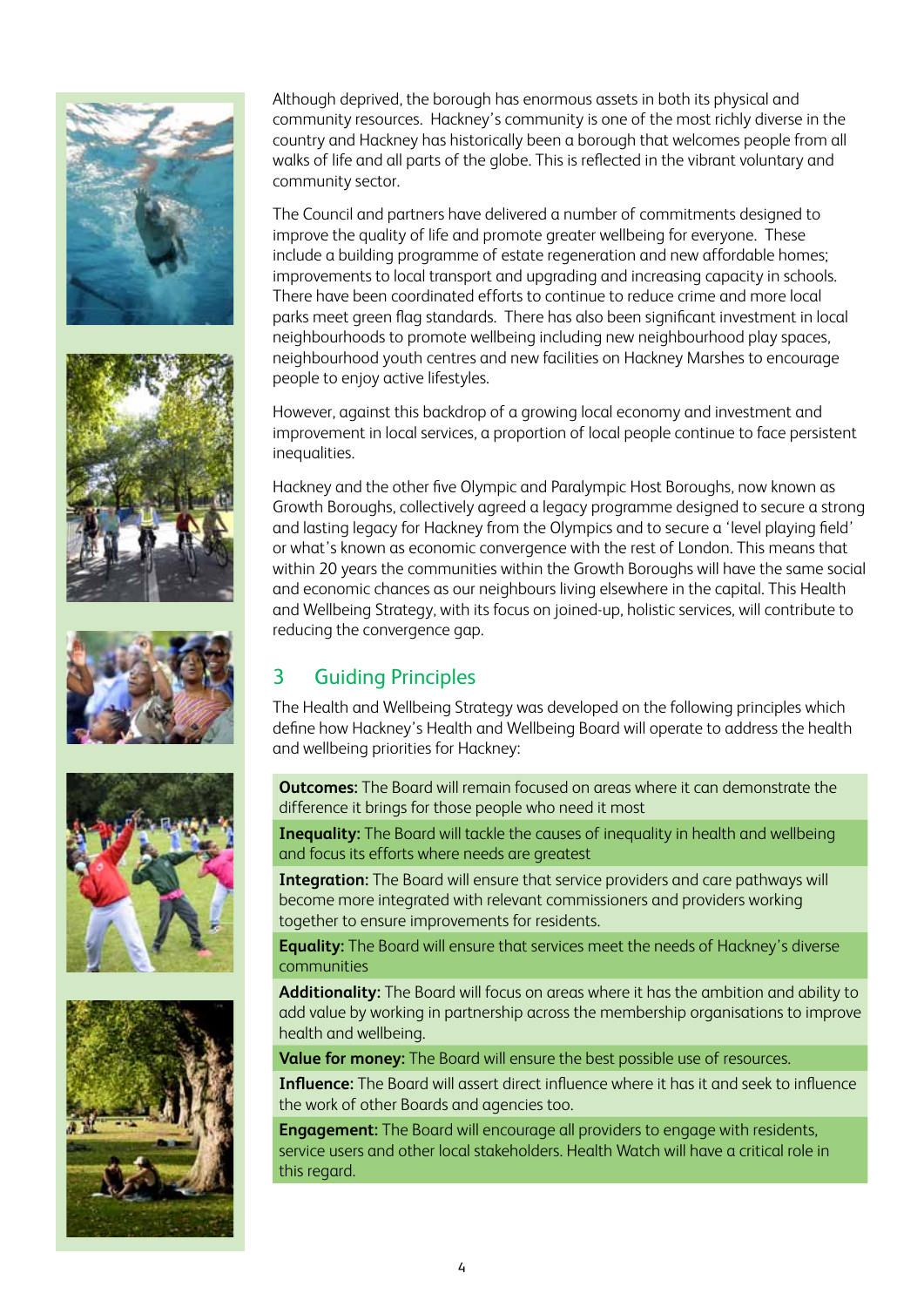Although deprived, the borough has enormous assets in both its physical and community resources. Hackney's community is one of the most richly diverse in the country and Hackney has historically been a borough that welcomes people from all walks of life and all parts of the globe. This is reflected in the vibrant voluntary and community sector.

The Council and partners have delivered a number of commitments designed to improve the quality of life and promote greater wellbeing for everyone. These include a building programme of estate regeneration and new affordable homes; improvements to local transport and upgrading and increasing capacity in schools. There have been coordinated efforts to continue to reduce crime and more local parks meet green flag standards. There has also been significant investment in local neighbourhoods to promote wellbeing including new neighbourhood play spaces, neighbourhood youth centres and new facilities on Hackney Marshes to encourage people to enjoy active lifestyles.

However, against this backdrop of a growing local economy and investment and improvement in local services, a proportion of local people continue to face persistent inequalities.

Hackney and the other five Olympic and Paralympic Host Boroughs, now known as Growth Boroughs, collectively agreed a legacy programme designed to secure a strong and lasting legacy for Hackney from the Olympics and to secure a 'level playing field' or what's known as economic convergence with the rest of London. This means that within 20 years the communities within the Growth Boroughs will have the same social and economic chances as our neighbours living elsewhere in the capital. This Health and Wellbeing Strategy, with its focus on joined-up, holistic services, will contribute to reducing the convergence gap.

## 3 Guiding Principles

The Health and Wellbeing Strategy was developed on the following principles which define how Hackney's Health and Wellbeing Board will operate to address the health and wellbeing priorities for Hackney:

**Outcomes:** The Board will remain focused on areas where it can demonstrate the difference it brings for those people who need it most

**Inequality:** The Board will tackle the causes of inequality in health and wellbeing and focus its efforts where needs are greatest

**Integration:** The Board will ensure that service providers and care pathways will become more integrated with relevant commissioners and providers working together to ensure improvements for residents.

**Equality:** The Board will ensure that services meet the needs of Hackney's diverse communities

**Additionality:** The Board will focus on areas where it has the ambition and ability to add value by working in partnership across the membership organisations to improve health and wellbeing.

**Value for money:** The Board will ensure the best possible use of resources.

**Influence:** The Board will assert direct influence where it has it and seek to influence the work of other Boards and agencies too.

**Engagement:** The Board will encourage all providers to engage with residents, service users and other local stakeholders. Health Watch will have a critical role in this regard.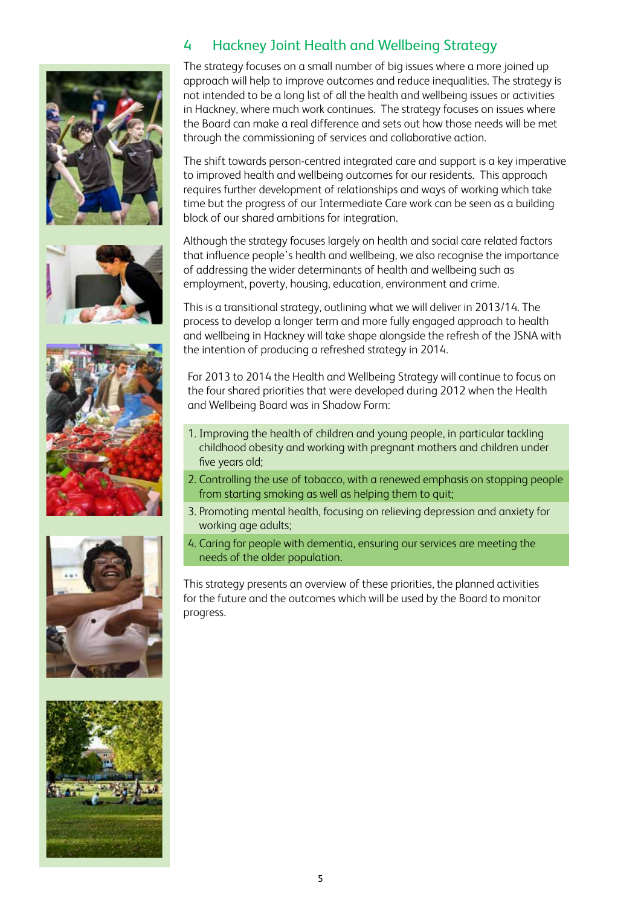## 4 Hackney Joint Health and Wellbeing Strategy

The strategy focuses on a small number of big issues where a more joined up approach will help to improve outcomes and reduce inequalities. The strategy is not intended to be a long list of all the health and wellbeing issues or activities in Hackney, where much work continues. The strategy focuses on issues where the Board can make a real difference and sets out how those needs will be met through the commissioning of services and collaborative action.

The shift towards person-centred integrated care and support is a key imperative to improved health and wellbeing outcomes for our residents. This approach requires further development of relationships and ways of working which take time but the progress of our Intermediate Care work can be seen as a building block of our shared ambitions for integration.

Although the strategy focuses largely on health and social care related factors that influence people's health and wellbeing, we also recognise the importance of addressing the wider determinants of health and wellbeing such as employment, poverty, housing, education, environment and crime.

This is a transitional strategy, outlining what we will deliver in 2013/14. The process to develop a longer term and more fully engaged approach to health and wellbeing in Hackney will take shape alongside the refresh of the JSNA with the intention of producing a refreshed strategy in 2014.

For 2013 to 2014 the Health and Wellbeing Strategy will continue to focus on the four shared priorities that were developed during 2012 when the Health and Wellbeing Board was in Shadow Form:

1. Improving the health of children and young people, in particular tackling childhood obesity and working with pregnant mothers and children under five years old;
2. Controlling the use of tobacco, with a renewed emphasis on stopping people from starting smoking as well as helping them to quit;
3. Promoting mental health, focusing on relieving depression and anxiety for working age adults;
4. Caring for people with dementia, ensuring our services are meeting the needs of the older population.

This strategy presents an overview of these priorities, the planned activities for the future and the outcomes which will be used by the Board to monitor progress.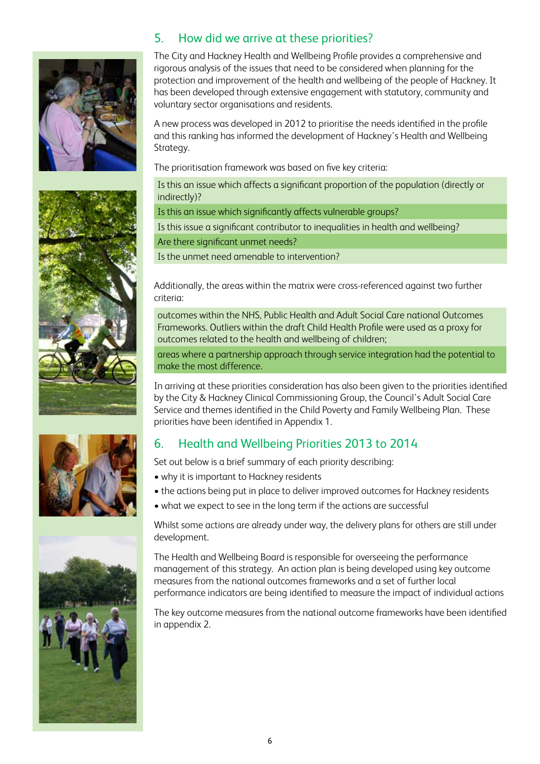## 5. How did we arrive at these priorities?

The City and Hackney Health and Wellbeing Profile provides a comprehensive and rigorous analysis of the issues that need to be considered when planning for the protection and improvement of the health and wellbeing of the people of Hackney. It has been developed through extensive engagement with statutory, community and voluntary sector organisations and residents.

A new process was developed in 2012 to prioritise the needs identified in the profile and this ranking has informed the development of Hackney's Health and Wellbeing Strategy.

The prioritisation framework was based on five key criteria:

- Is this an issue which affects a significant proportion of the population (directly or indirectly)?
- Is this an issue which significantly affects vulnerable groups?
- Is this issue a significant contributor to inequalities in health and wellbeing?
- Are there significant unmet needs?
- Is the unmet need amenable to intervention?

Additionally, the areas within the matrix were cross-referenced against two further criteria:

- outcomes within the NHS, Public Health and Adult Social Care national Outcomes Frameworks. Outliers within the draft Child Health Profile were used as a proxy for outcomes related to the health and wellbeing of children;
- areas where a partnership approach through service integration had the potential to make the most difference.

In arriving at these priorities consideration has also been given to the priorities identified by the City & Hackney Clinical Commissioning Group, the Council's Adult Social Care Service and themes identified in the Child Poverty and Family Wellbeing Plan. These priorities have been identified in Appendix 1.

## 6. Health and Wellbeing Priorities 2013 to 2014

Set out below is a brief summary of each priority describing:

- why it is important to Hackney residents
- the actions being put in place to deliver improved outcomes for Hackney residents
- what we expect to see in the long term if the actions are successful

Whilst some actions are already under way, the delivery plans for others are still under development.

The Health and Wellbeing Board is responsible for overseeing the performance management of this strategy. An action plan is being developed using key outcome measures from the national outcomes frameworks and a set of further local performance indicators are being identified to measure the impact of individual actions

The key outcome measures from the national outcome frameworks have been identified in appendix 2.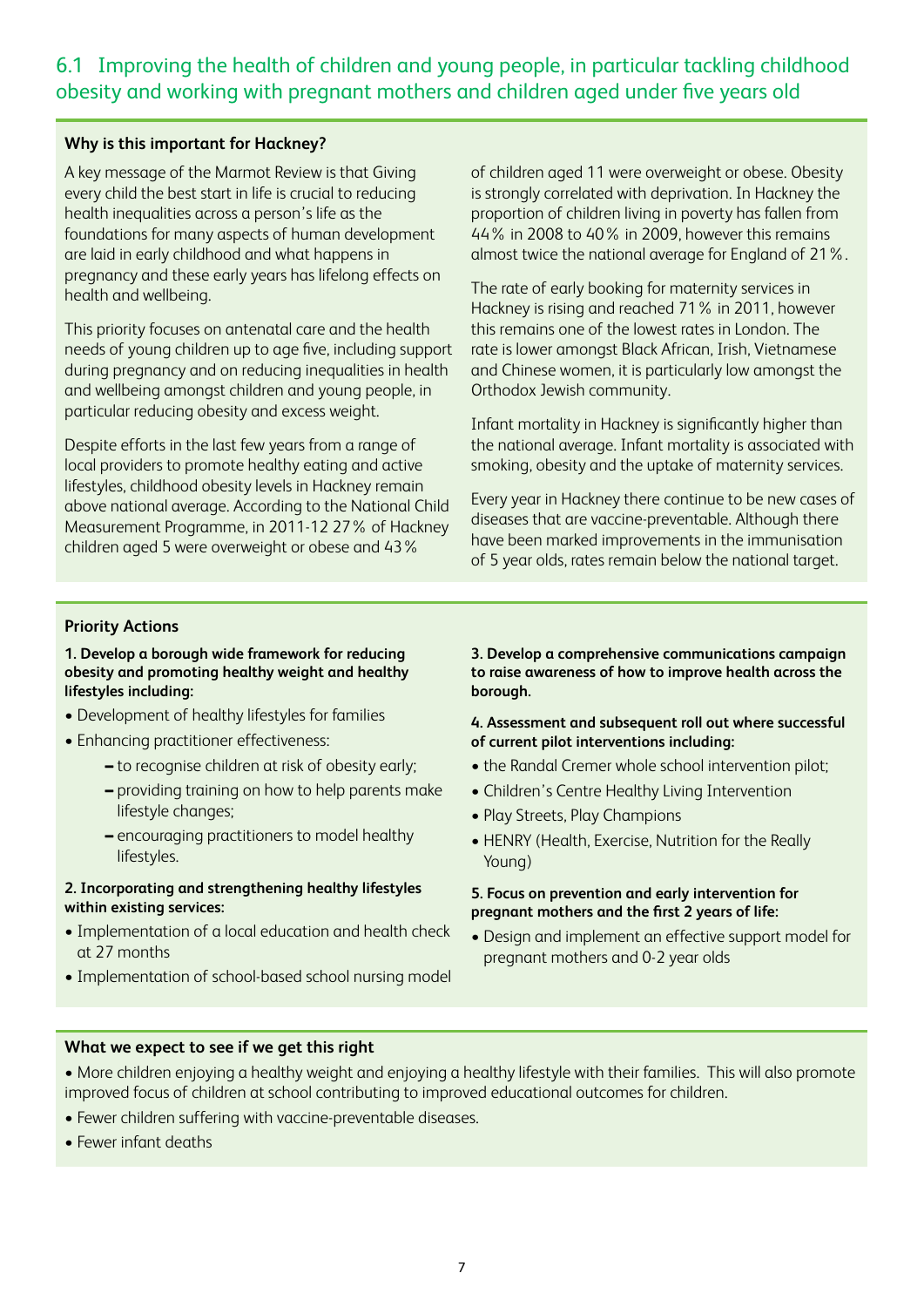## 6.1 Improving the health of children and young people, in particular tackling childhood obesity and working with pregnant mothers and children aged under five years old

### Why is this important for Hackney?

A key message of the Marmot Review is that Giving every child the best start in life is crucial to reducing health inequalities across a person's life as the foundations for many aspects of human development are laid in early childhood and what happens in pregnancy and these early years has lifelong effects on health and wellbeing.

This priority focuses on antenatal care and the health needs of young children up to age five, including support during pregnancy and on reducing inequalities in health and wellbeing amongst children and young people, in particular reducing obesity and excess weight.

Despite efforts in the last few years from a range of local providers to promote healthy eating and active lifestyles, childhood obesity levels in Hackney remain above national average. According to the National Child Measurement Programme, in 2011-12 27% of Hackney children aged 5 were overweight or obese and 43% of children aged 11 were overweight or obese. Obesity is strongly correlated with deprivation. In Hackney the proportion of children living in poverty has fallen from 44% in 2008 to 40% in 2009, however this remains almost twice the national average for England of 21%.

The rate of early booking for maternity services in Hackney is rising and reached 71% in 2011, however this remains one of the lowest rates in London. The rate is lower amongst Black African, Irish, Vietnamese and Chinese women, it is particularly low amongst the Orthodox Jewish community.

Infant mortality in Hackney is significantly higher than the national average. Infant mortality is associated with smoking, obesity and the uptake of maternity services.

Every year in Hackney there continue to be new cases of diseases that are vaccine-preventable. Although there have been marked improvements in the immunisation of 5 year olds, rates remain below the national target.

### Priority Actions

**1. Develop a borough wide framework for reducing obesity and promoting healthy weight and healthy lifestyles including:**

- Development of healthy lifestyles for families
- Enhancing practitioner effectiveness:
  - to recognise children at risk of obesity early;
  - providing training on how to help parents make lifestyle changes;
  - encouraging practitioners to model healthy lifestyles.

**2. Incorporating and strengthening healthy lifestyles within existing services:**

- Implementation of a local education and health check at 27 months
- Implementation of school-based school nursing model

**3. Develop a comprehensive communications campaign to raise awareness of how to improve health across the borough.**

**4. Assessment and subsequent roll out where successful of current pilot interventions including:**

- the Randal Cremer whole school intervention pilot;
- Children's Centre Healthy Living Intervention
- Play Streets, Play Champions
- HENRY (Health, Exercise, Nutrition for the Really Young)

**5. Focus on prevention and early intervention for pregnant mothers and the first 2 years of life:**

- Design and implement an effective support model for pregnant mothers and 0-2 year olds

### What we expect to see if we get this right

- More children enjoying a healthy weight and enjoying a healthy lifestyle with their families. This will also promote improved focus of children at school contributing to improved educational outcomes for children.
- Fewer children suffering with vaccine-preventable diseases.
- Fewer infant deaths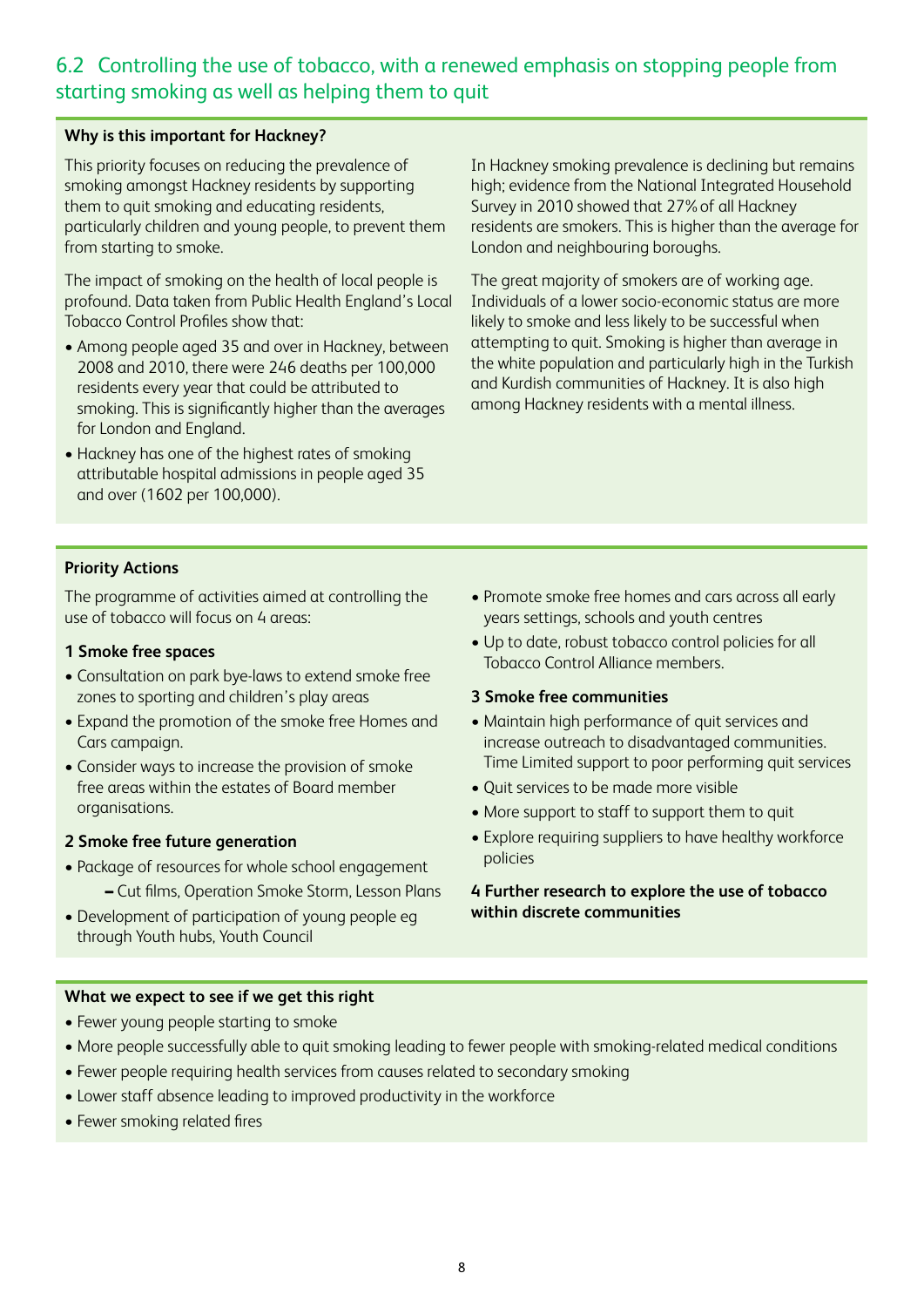## 6.2 Controlling the use of tobacco, with a renewed emphasis on stopping people from starting smoking as well as helping them to quit

**Why is this important for Hackney?**

This priority focuses on reducing the prevalence of smoking amongst Hackney residents by supporting them to quit smoking and educating residents, particularly children and young people, to prevent them from starting to smoke.

The impact of smoking on the health of local people is profound. Data taken from Public Health England's Local Tobacco Control Profiles show that:

- Among people aged 35 and over in Hackney, between 2008 and 2010, there were 246 deaths per 100,000 residents every year that could be attributed to smoking. This is significantly higher than the averages for London and England.
- Hackney has one of the highest rates of smoking attributable hospital admissions in people aged 35 and over (1602 per 100,000).

In Hackney smoking prevalence is declining but remains high; evidence from the National Integrated Household Survey in 2010 showed that 27% of all Hackney residents are smokers. This is higher than the average for London and neighbouring boroughs.

The great majority of smokers are of working age. Individuals of a lower socio-economic status are more likely to smoke and less likely to be successful when attempting to quit. Smoking is higher than average in the white population and particularly high in the Turkish and Kurdish communities of Hackney. It is also high among Hackney residents with a mental illness.

**Priority Actions**

The programme of activities aimed at controlling the use of tobacco will focus on 4 areas:

**1 Smoke free spaces**

- Consultation on park bye-laws to extend smoke free zones to sporting and children's play areas
- Expand the promotion of the smoke free Homes and Cars campaign.
- Consider ways to increase the provision of smoke free areas within the estates of Board member organisations.

**2 Smoke free future generation**

- Package of resources for whole school engagement
  - Cut films, Operation Smoke Storm, Lesson Plans
- Development of participation of young people eg through Youth hubs, Youth Council
- Promote smoke free homes and cars across all early years settings, schools and youth centres
- Up to date, robust tobacco control policies for all Tobacco Control Alliance members.

**3 Smoke free communities**

- Maintain high performance of quit services and increase outreach to disadvantaged communities. Time Limited support to poor performing quit services
- Quit services to be made more visible
- More support to staff to support them to quit
- Explore requiring suppliers to have healthy workforce policies

**4 Further research to explore the use of tobacco within discrete communities**

**What we expect to see if we get this right**

- Fewer young people starting to smoke
- More people successfully able to quit smoking leading to fewer people with smoking-related medical conditions
- Fewer people requiring health services from causes related to secondary smoking
- Lower staff absence leading to improved productivity in the workforce
- Fewer smoking related fires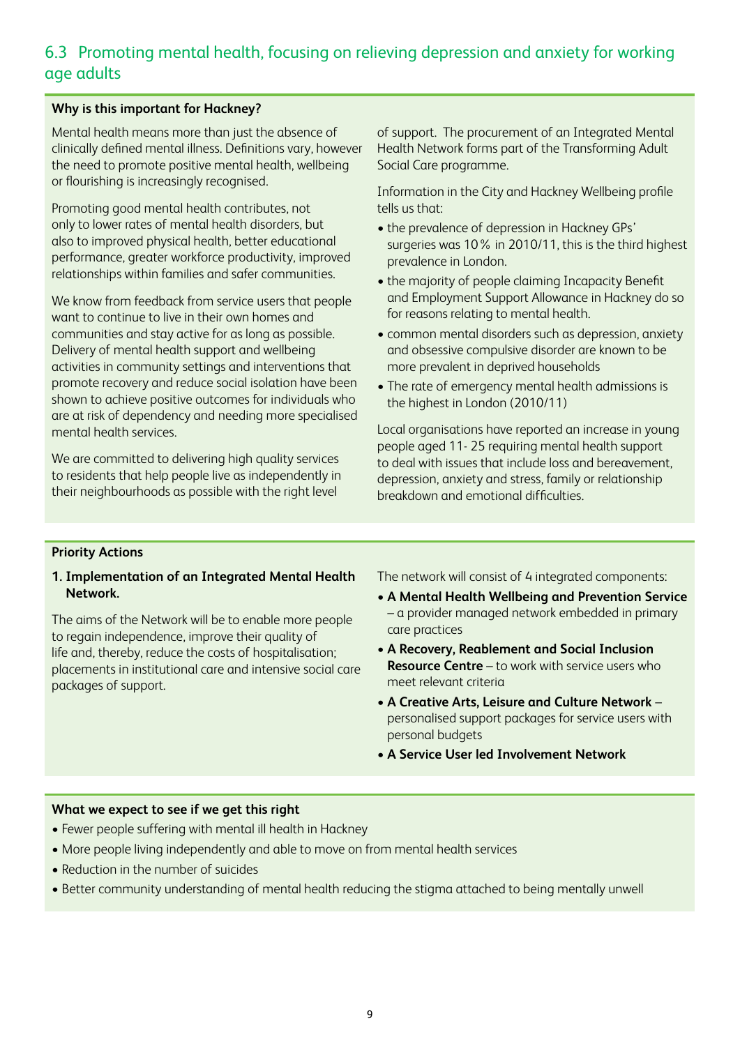## 6.3 Promoting mental health, focusing on relieving depression and anxiety for working age adults

**Why is this important for Hackney?**

Mental health means more than just the absence of clinically defined mental illness. Definitions vary, however the need to promote positive mental health, wellbeing or flourishing is increasingly recognised.

Promoting good mental health contributes, not only to lower rates of mental health disorders, but also to improved physical health, better educational performance, greater workforce productivity, improved relationships within families and safer communities.

We know from feedback from service users that people want to continue to live in their own homes and communities and stay active for as long as possible. Delivery of mental health support and wellbeing activities in community settings and interventions that promote recovery and reduce social isolation have been shown to achieve positive outcomes for individuals who are at risk of dependency and needing more specialised mental health services.

We are committed to delivering high quality services to residents that help people live as independently in their neighbourhoods as possible with the right level of support. The procurement of an Integrated Mental Health Network forms part of the Transforming Adult Social Care programme.

Information in the City and Hackney Wellbeing profile tells us that:

- the prevalence of depression in Hackney GPs' surgeries was 10% in 2010/11, this is the third highest prevalence in London.
- the majority of people claiming Incapacity Benefit and Employment Support Allowance in Hackney do so for reasons relating to mental health.
- common mental disorders such as depression, anxiety and obsessive compulsive disorder are known to be more prevalent in deprived households
- The rate of emergency mental health admissions is the highest in London (2010/11)

Local organisations have reported an increase in young people aged 11- 25 requiring mental health support to deal with issues that include loss and bereavement, depression, anxiety and stress, family or relationship breakdown and emotional difficulties.

**Priority Actions**

**1. Implementation of an Integrated Mental Health Network.**

The aims of the Network will be to enable more people to regain independence, improve their quality of life and, thereby, reduce the costs of hospitalisation; placements in institutional care and intensive social care packages of support.

The network will consist of 4 integrated components:

- **A Mental Health Wellbeing and Prevention Service** – a provider managed network embedded in primary care practices
- **A Recovery, Reablement and Social Inclusion Resource Centre** – to work with service users who meet relevant criteria
- **A Creative Arts, Leisure and Culture Network** – personalised support packages for service users with personal budgets
- **A Service User led Involvement Network**

**What we expect to see if we get this right**

- Fewer people suffering with mental ill health in Hackney
- More people living independently and able to move on from mental health services
- Reduction in the number of suicides
- Better community understanding of mental health reducing the stigma attached to being mentally unwell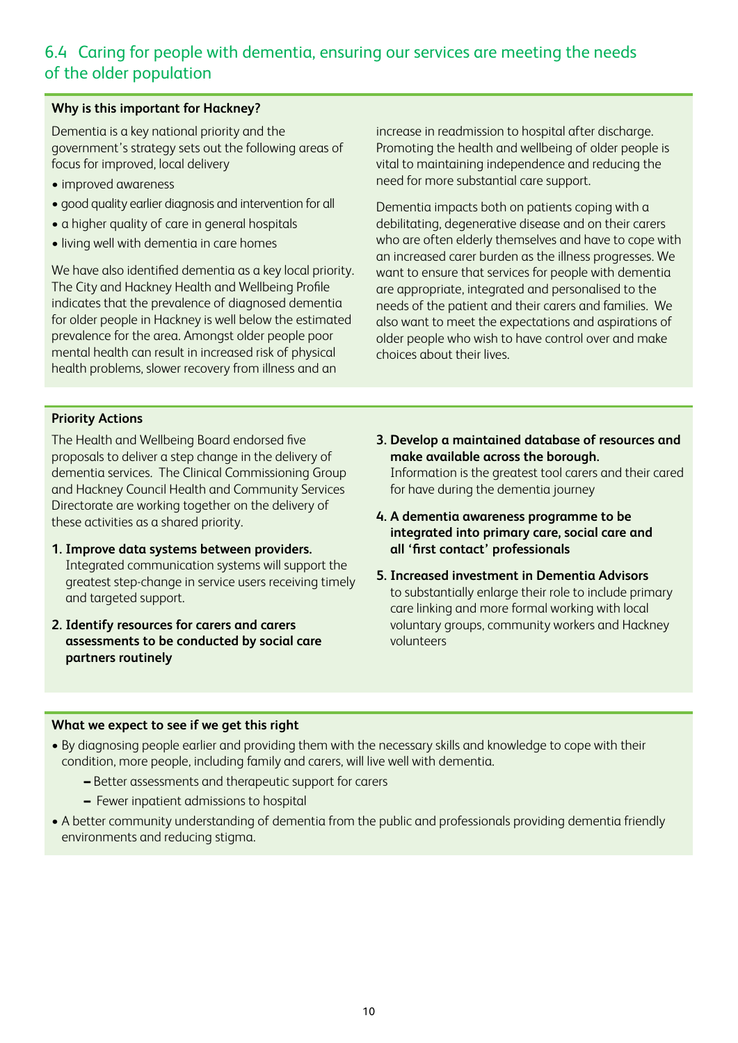## 6.4 Caring for people with dementia, ensuring our services are meeting the needs of the older population

**Why is this important for Hackney?**

Dementia is a key national priority and the government's strategy sets out the following areas of focus for improved, local delivery

- improved awareness
- good quality earlier diagnosis and intervention for all
- a higher quality of care in general hospitals
- living well with dementia in care homes

We have also identified dementia as a key local priority. The City and Hackney Health and Wellbeing Profile indicates that the prevalence of diagnosed dementia for older people in Hackney is well below the estimated prevalence for the area. Amongst older people poor mental health can result in increased risk of physical health problems, slower recovery from illness and an increase in readmission to hospital after discharge. Promoting the health and wellbeing of older people is vital to maintaining independence and reducing the need for more substantial care support.

Dementia impacts both on patients coping with a debilitating, degenerative disease and on their carers who are often elderly themselves and have to cope with an increased carer burden as the illness progresses. We want to ensure that services for people with dementia are appropriate, integrated and personalised to the needs of the patient and their carers and families. We also want to meet the expectations and aspirations of older people who wish to have control over and make choices about their lives.

**Priority Actions**

The Health and Wellbeing Board endorsed five proposals to deliver a step change in the delivery of dementia services. The Clinical Commissioning Group and Hackney Council Health and Community Services Directorate are working together on the delivery of these activities as a shared priority.

1. **Improve data systems between providers.** Integrated communication systems will support the greatest step-change in service users receiving timely and targeted support.
2. **Identify resources for carers and carers assessments to be conducted by social care partners routinely**
3. **Develop a maintained database of resources and make available across the borough.** Information is the greatest tool carers and their cared for have during the dementia journey
4. **A dementia awareness programme to be integrated into primary care, social care and all 'first contact' professionals**
5. **Increased investment in Dementia Advisors** to substantially enlarge their role to include primary care linking and more formal working with local voluntary groups, community workers and Hackney volunteers

**What we expect to see if we get this right**

- By diagnosing people earlier and providing them with the necessary skills and knowledge to cope with their condition, more people, including family and carers, will live well with dementia.
  - Better assessments and therapeutic support for carers
  - Fewer inpatient admissions to hospital
- A better community understanding of dementia from the public and professionals providing dementia friendly environments and reducing stigma.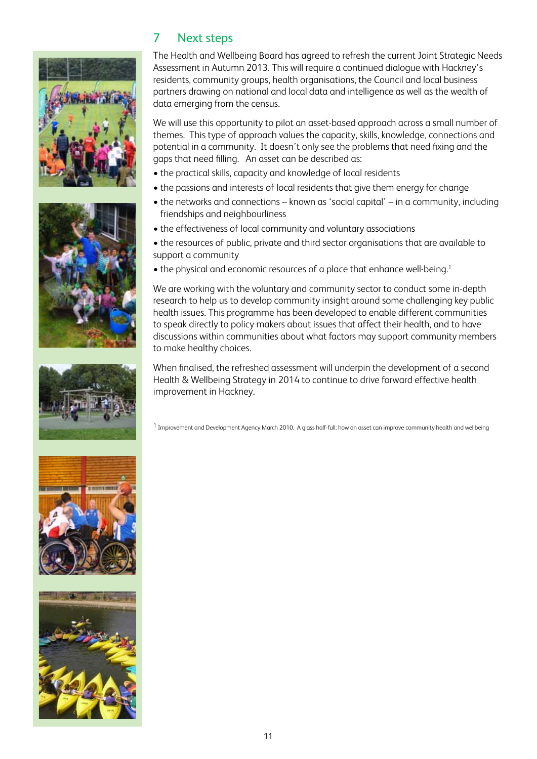## 7 Next steps

The Health and Wellbeing Board has agreed to refresh the current Joint Strategic Needs Assessment in Autumn 2013. This will require a continued dialogue with Hackney's residents, community groups, health organisations, the Council and local business partners drawing on national and local data and intelligence as well as the wealth of data emerging from the census.

We will use this opportunity to pilot an asset-based approach across a small number of themes. This type of approach values the capacity, skills, knowledge, connections and potential in a community. It doesn't only see the problems that need fixing and the gaps that need filling. An asset can be described as:

- the practical skills, capacity and knowledge of local residents
- the passions and interests of local residents that give them energy for change
- the networks and connections – known as 'social capital' – in a community, including friendships and neighbourliness
- the effectiveness of local community and voluntary associations
- the resources of public, private and third sector organisations that are available to support a community
- the physical and economic resources of a place that enhance well-being.[1]

We are working with the voluntary and community sector to conduct some in-depth research to help us to develop community insight around some challenging key public health issues. This programme has been developed to enable different communities to speak directly to policy makers about issues that affect their health, and to have discussions within communities about what factors may support community members to make healthy choices.

When finalised, the refreshed assessment will underpin the development of a second Health & Wellbeing Strategy in 2014 to continue to drive forward effective health improvement in Hackney.

[1] Improvement and Development Agency March 2010. A glass half-full: how an asset can improve community health and wellbeing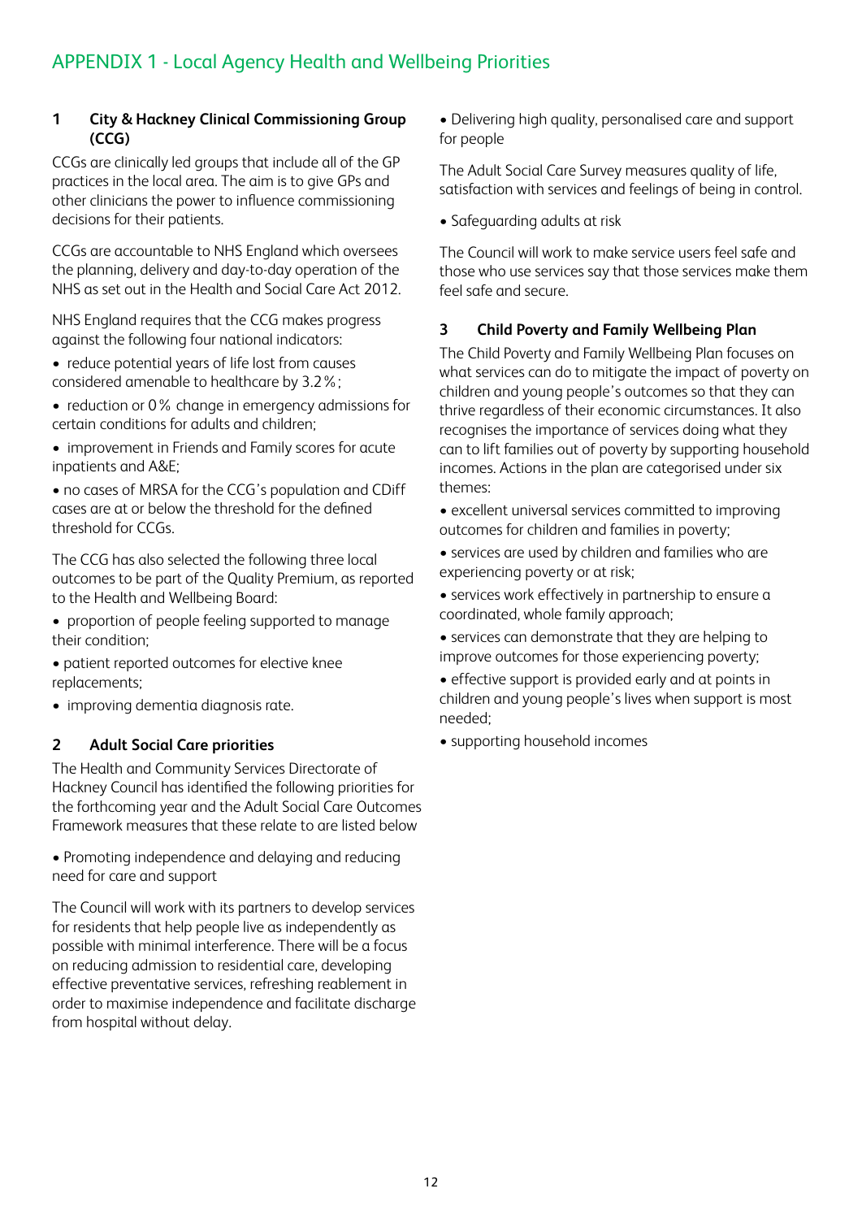# APPENDIX 1 - Local Agency Health and Wellbeing Priorities

## 1 City & Hackney Clinical Commissioning Group (CCG)

CCGs are clinically led groups that include all of the GP practices in the local area. The aim is to give GPs and other clinicians the power to influence commissioning decisions for their patients.

CCGs are accountable to NHS England which oversees the planning, delivery and day-to-day operation of the NHS as set out in the Health and Social Care Act 2012.

NHS England requires that the CCG makes progress against the following four national indicators:

- reduce potential years of life lost from causes considered amenable to healthcare by 3.2%;
- reduction or 0% change in emergency admissions for certain conditions for adults and children;
- improvement in Friends and Family scores for acute inpatients and A&E;
- no cases of MRSA for the CCG's population and CDiff cases are at or below the threshold for the defined threshold for CCGs.

The CCG has also selected the following three local outcomes to be part of the Quality Premium, as reported to the Health and Wellbeing Board:

- proportion of people feeling supported to manage their condition;
- patient reported outcomes for elective knee replacements;
- improving dementia diagnosis rate.

## 2 Adult Social Care priorities

The Health and Community Services Directorate of Hackney Council has identified the following priorities for the forthcoming year and the Adult Social Care Outcomes Framework measures that these relate to are listed below

- Promoting independence and delaying and reducing need for care and support

The Council will work with its partners to develop services for residents that help people live as independently as possible with minimal interference. There will be a focus on reducing admission to residential care, developing effective preventative services, refreshing reablement in order to maximise independence and facilitate discharge from hospital without delay.

- Delivering high quality, personalised care and support for people

The Adult Social Care Survey measures quality of life, satisfaction with services and feelings of being in control.

- Safeguarding adults at risk

The Council will work to make service users feel safe and those who use services say that those services make them feel safe and secure.

## 3 Child Poverty and Family Wellbeing Plan

The Child Poverty and Family Wellbeing Plan focuses on what services can do to mitigate the impact of poverty on children and young people's outcomes so that they can thrive regardless of their economic circumstances. It also recognises the importance of services doing what they can to lift families out of poverty by supporting household incomes. Actions in the plan are categorised under six themes:

- excellent universal services committed to improving outcomes for children and families in poverty;
- services are used by children and families who are experiencing poverty or at risk;
- services work effectively in partnership to ensure a coordinated, whole family approach;
- services can demonstrate that they are helping to improve outcomes for those experiencing poverty;
- effective support is provided early and at points in children and young people's lives when support is most needed;
- supporting household incomes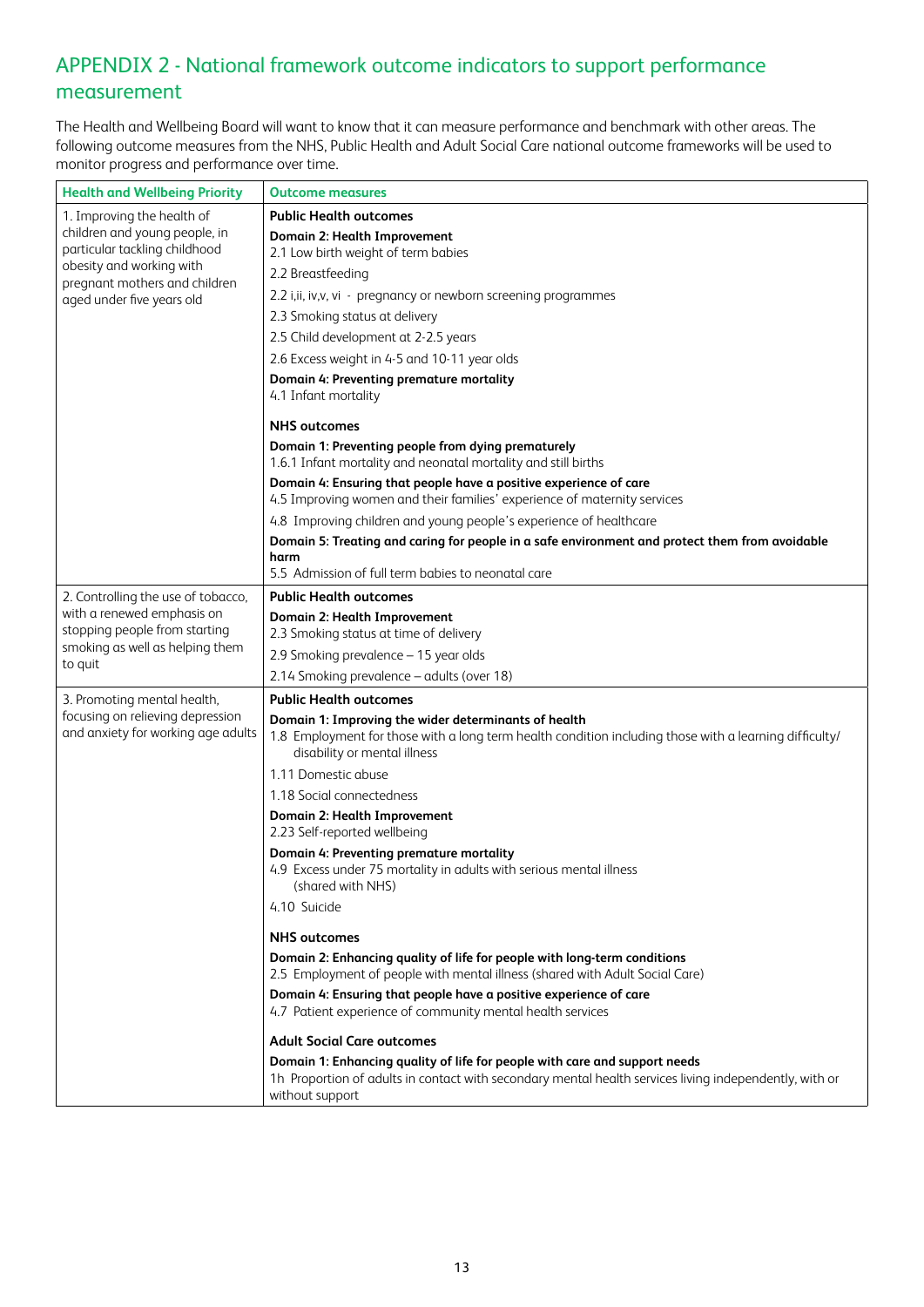## APPENDIX 2 - National framework outcome indicators to support performance measurement

The Health and Wellbeing Board will want to know that it can measure performance and benchmark with other areas. The following outcome measures from the NHS, Public Health and Adult Social Care national outcome frameworks will be used to monitor progress and performance over time.

| Health and Wellbeing Priority | Outcome measures |
|---|---|
| 1. Improving the health of children and young people, in particular tackling childhood obesity and working with pregnant mothers and children aged under five years old | **Public Health outcomes**<br>**Domain 2: Health Improvement**<br>2.1 Low birth weight of term babies<br>2.2 Breastfeeding<br>2.2 i,ii, iv,v, vi - pregnancy or newborn screening programmes<br>2.3 Smoking status at delivery<br>2.5 Child development at 2-2.5 years<br>2.6 Excess weight in 4-5 and 10-11 year olds<br>**Domain 4: Preventing premature mortality**<br>4.1 Infant mortality<br><br>**NHS outcomes**<br>**Domain 1: Preventing people from dying prematurely**<br>1.6.1 Infant mortality and neonatal mortality and still births<br>**Domain 4: Ensuring that people have a positive experience of care**<br>4.5 Improving women and their families' experience of maternity services<br>4.8 Improving children and young people's experience of healthcare<br>**Domain 5: Treating and caring for people in a safe environment and protect them from avoidable harm**<br>5.5 Admission of full term babies to neonatal care |
| 2. Controlling the use of tobacco, with a renewed emphasis on stopping people from starting smoking as well as helping them to quit | **Public Health outcomes**<br>**Domain 2: Health Improvement**<br>2.3 Smoking status at time of delivery<br>2.9 Smoking prevalence – 15 year olds<br>2.14 Smoking prevalence – adults (over 18) |
| 3. Promoting mental health, focusing on relieving depression and anxiety for working age adults | **Public Health outcomes**<br>**Domain 1: Improving the wider determinants of health**<br>1.8 Employment for those with a long term health condition including those with a learning difficulty/ disability or mental illness<br>1.11 Domestic abuse<br>1.18 Social connectedness<br>**Domain 2: Health Improvement**<br>2.23 Self-reported wellbeing<br>**Domain 4: Preventing premature mortality**<br>4.9 Excess under 75 mortality in adults with serious mental illness (shared with NHS)<br>4.10 Suicide<br><br>**NHS outcomes**<br>**Domain 2: Enhancing quality of life for people with long-term conditions**<br>2.5 Employment of people with mental illness (shared with Adult Social Care)<br>**Domain 4: Ensuring that people have a positive experience of care**<br>4.7 Patient experience of community mental health services<br><br>**Adult Social Care outcomes**<br>**Domain 1: Enhancing quality of life for people with care and support needs**<br>1h Proportion of adults in contact with secondary mental health services living independently, with or without support |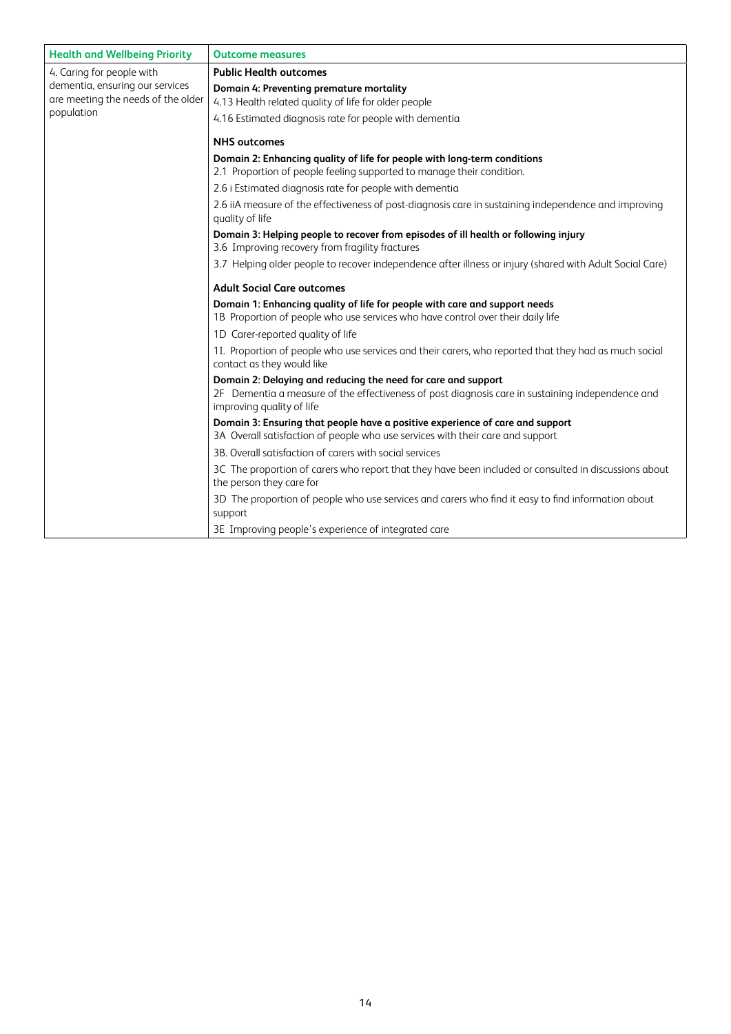| Health and Wellbeing Priority | Outcome measures |
|---|---|
| 4. Caring for people with dementia, ensuring our services are meeting the needs of the older population | **Public Health outcomes**<br>**Domain 4: Preventing premature mortality**<br>4.13 Health related quality of life for older people<br>4.16 Estimated diagnosis rate for people with dementia<br>**NHS outcomes**<br>**Domain 2: Enhancing quality of life for people with long-term conditions**<br>2.1 Proportion of people feeling supported to manage their condition.<br>2.6 i Estimated diagnosis rate for people with dementia<br>2.6 iiA measure of the effectiveness of post-diagnosis care in sustaining independence and improving quality of life<br>**Domain 3: Helping people to recover from episodes of ill health or following injury**<br>3.6 Improving recovery from fragility fractures<br>3.7 Helping older people to recover independence after illness or injury (shared with Adult Social Care)<br>**Adult Social Care outcomes**<br>**Domain 1: Enhancing quality of life for people with care and support needs**<br>1B Proportion of people who use services who have control over their daily life<br>1D Carer-reported quality of life<br>1I. Proportion of people who use services and their carers, who reported that they had as much social contact as they would like<br>**Domain 2: Delaying and reducing the need for care and support**<br>2F Dementia a measure of the effectiveness of post diagnosis care in sustaining independence and improving quality of life<br>**Domain 3: Ensuring that people have a positive experience of care and support**<br>3A Overall satisfaction of people who use services with their care and support<br>3B. Overall satisfaction of carers with social services<br>3C The proportion of carers who report that they have been included or consulted in discussions about the person they care for<br>3D The proportion of people who use services and carers who find it easy to find information about support<br>3E Improving people's experience of integrated care |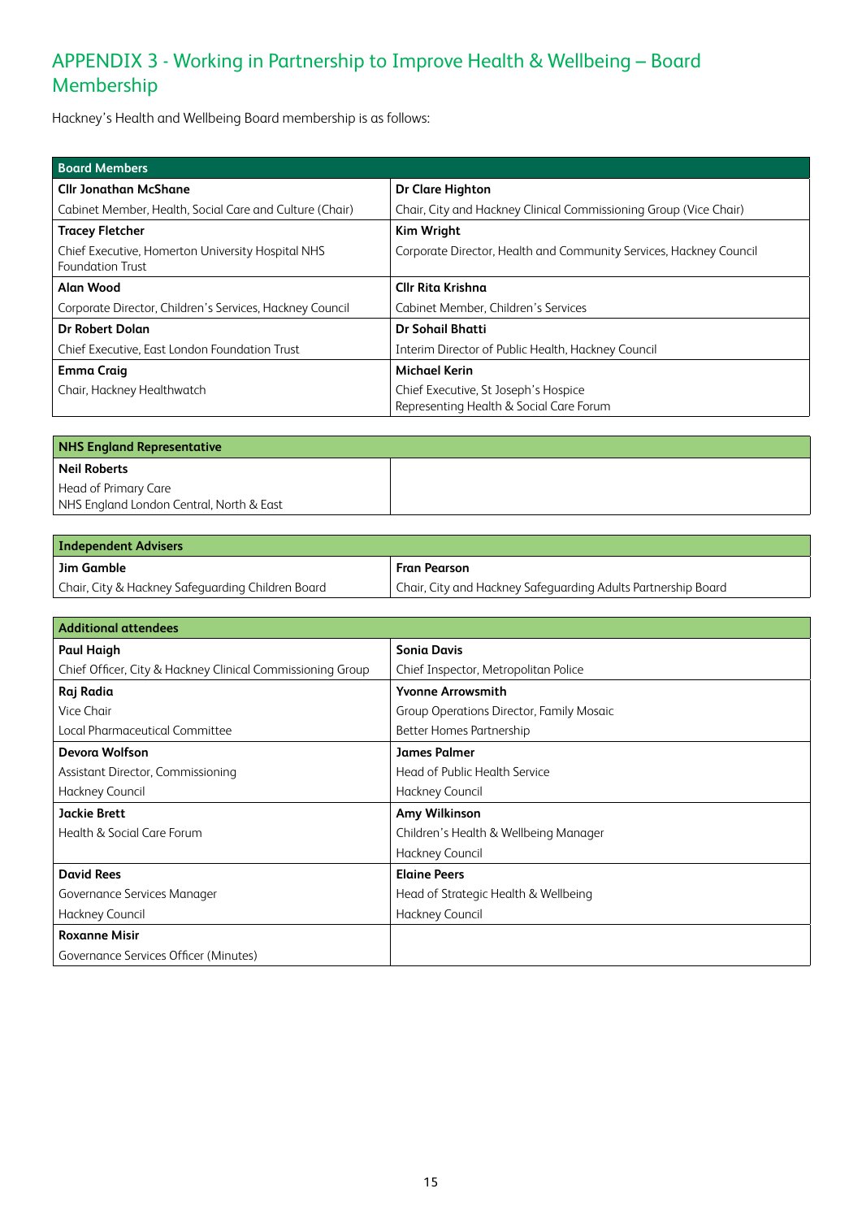# APPENDIX 3 - Working in Partnership to Improve Health & Wellbeing – Board Membership

Hackney's Health and Wellbeing Board membership is as follows:

| Board Members | |
|---|---|
| **Cllr Jonathan McShane**<br>Cabinet Member, Health, Social Care and Culture (Chair) | **Dr Clare Highton**<br>Chair, City and Hackney Clinical Commissioning Group (Vice Chair) |
| **Tracey Fletcher**<br>Chief Executive, Homerton University Hospital NHS Foundation Trust | **Kim Wright**<br>Corporate Director, Health and Community Services, Hackney Council |
| **Alan Wood**<br>Corporate Director, Children's Services, Hackney Council | **Cllr Rita Krishna**<br>Cabinet Member, Children's Services |
| **Dr Robert Dolan**<br>Chief Executive, East London Foundation Trust | **Dr Sohail Bhatti**<br>Interim Director of Public Health, Hackney Council |
| **Emma Craig**<br>Chair, Hackney Healthwatch | **Michael Kerin**<br>Chief Executive, St Joseph's Hospice<br>Representing Health & Social Care Forum |

| NHS England Representative | |
|---|---|
| **Neil Roberts**<br>Head of Primary Care<br>NHS England London Central, North & East | |

| Independent Advisers | |
|---|---|
| **Jim Gamble**<br>Chair, City & Hackney Safeguarding Children Board | **Fran Pearson**<br>Chair, City and Hackney Safeguarding Adults Partnership Board |

| Additional attendees | |
|---|---|
| **Paul Haigh**<br>Chief Officer, City & Hackney Clinical Commissioning Group | **Sonia Davis**<br>Chief Inspector, Metropolitan Police |
| **Raj Radia**<br>Vice Chair<br>Local Pharmaceutical Committee | **Yvonne Arrowsmith**<br>Group Operations Director, Family Mosaic<br>Better Homes Partnership |
| **Devora Wolfson**<br>Assistant Director, Commissioning<br>Hackney Council | **James Palmer**<br>Head of Public Health Service<br>Hackney Council |
| **Jackie Brett**<br>Health & Social Care Forum | **Amy Wilkinson**<br>Children's Health & Wellbeing Manager<br>Hackney Council |
| **David Rees**<br>Governance Services Manager<br>Hackney Council | **Elaine Peers**<br>Head of Strategic Health & Wellbeing<br>Hackney Council |
| **Roxanne Misir**<br>Governance Services Officer (Minutes) | |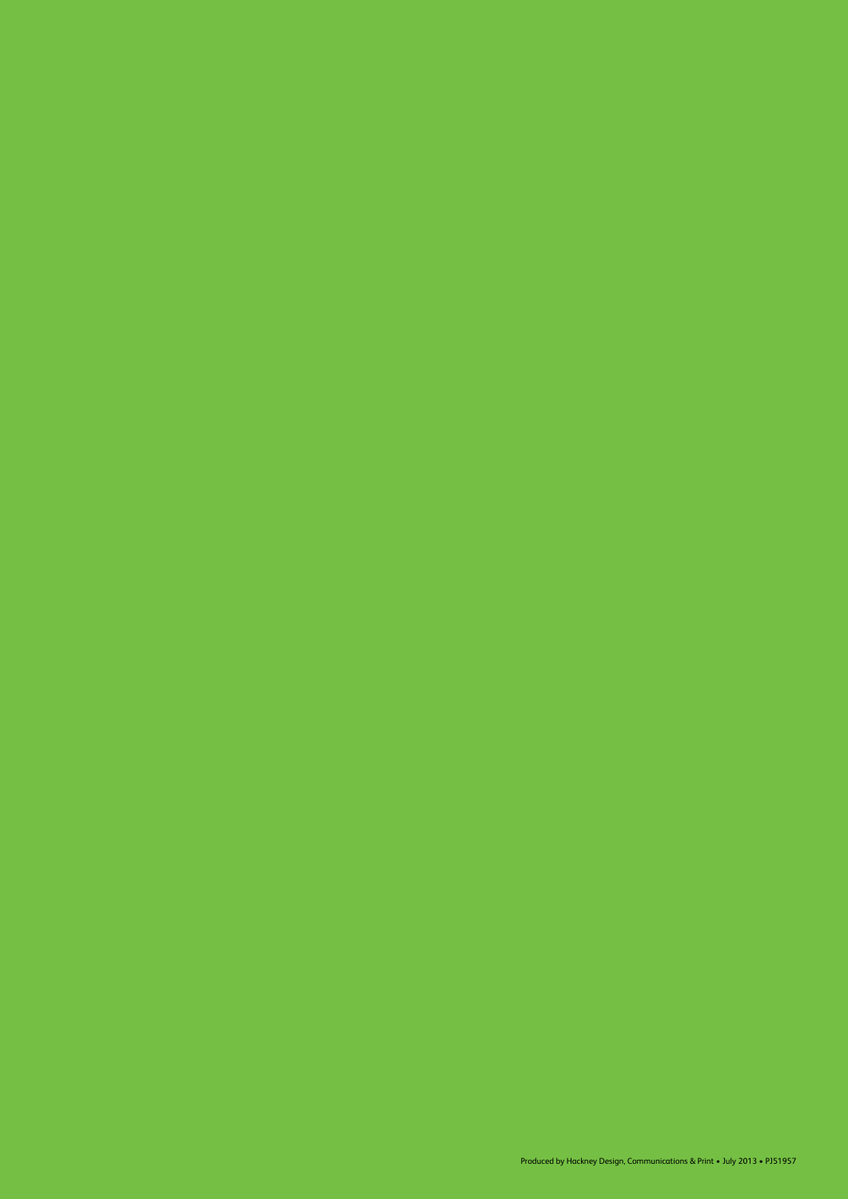Produced by Hackney Design, Communications & Print • July 2013 • PJ51957